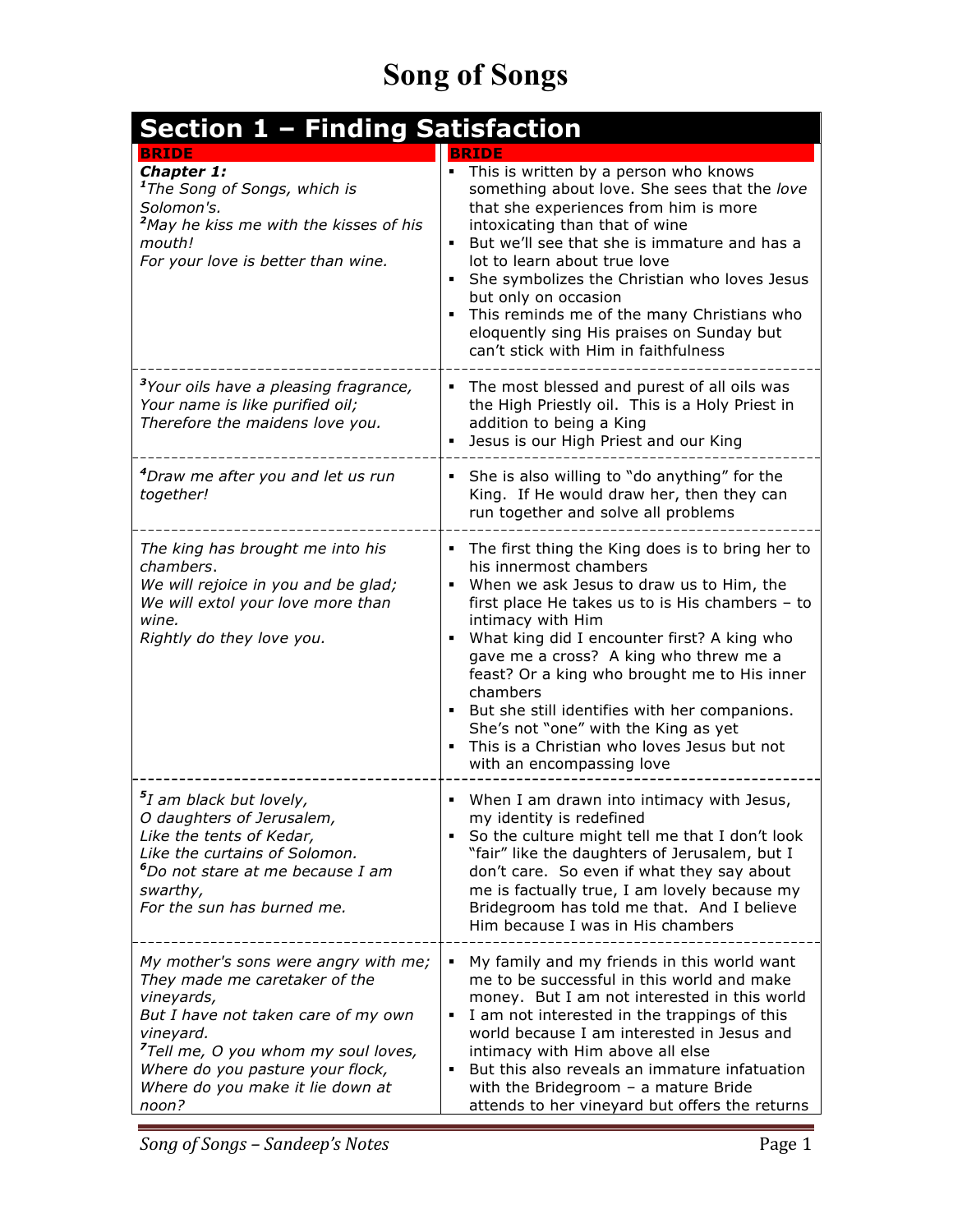# Song of Songs

## Section 1 – Finding Satisfaction

| BRIDE | BRIDE |
|---|---|
| ***Chapter 1:***<br>*[1]The Song of Songs, which is Solomon's.*<br>*[2]May he kiss me with the kisses of his mouth!*<br>*For your love is better than wine.* | ▪ This is written by a person who knows something about love. She sees that the *love* that she experiences from him is more intoxicating than that of wine<br>▪ But we'll see that she is immature and has a lot to learn about true love<br>▪ She symbolizes the Christian who loves Jesus but only on occasion<br>▪ This reminds me of the many Christians who eloquently sing His praises on Sunday but can't stick with Him in faithfulness |
| *[3]Your oils have a pleasing fragrance,*<br>*Your name is like purified oil;*<br>*Therefore the maidens love you.* | ▪ The most blessed and purest of all oils was the High Priestly oil. This is a Holy Priest in addition to being a King<br>▪ Jesus is our High Priest and our King |
| *[4]Draw me after you and let us run together!* | ▪ She is also willing to "do anything" for the King. If He would draw her, then they can run together and solve all problems |
| *The king has brought me into his chambers.*<br>*We will rejoice in you and be glad;*<br>*We will extol your love more than wine.*<br>*Rightly do they love you.* | ▪ The first thing the King does is to bring her to his innermost chambers<br>▪ When we ask Jesus to draw us to Him, the first place He takes us to is His chambers – to intimacy with Him<br>▪ What king did I encounter first? A king who gave me a cross? A king who threw me a feast? Or a king who brought me to His inner chambers<br>▪ But she still identifies with her companions. She's not "one" with the King as yet<br>▪ This is a Christian who loves Jesus but not with an encompassing love |
| *[5]I am black but lovely,*<br>*O daughters of Jerusalem,*<br>*Like the tents of Kedar,*<br>*Like the curtains of Solomon.*<br>*[6]Do not stare at me because I am swarthy,*<br>*For the sun has burned me.* | ▪ When I am drawn into intimacy with Jesus, my identity is redefined<br>▪ So the culture might tell me that I don't look "fair" like the daughters of Jerusalem, but I don't care. So even if what they say about me is factually true, I am lovely because my Bridegroom has told me that. And I believe Him because I was in His chambers |
| *My mother's sons were angry with me;*<br>*They made me caretaker of the vineyards,*<br>*But I have not taken care of my own vineyard.*<br>*[7]Tell me, O you whom my soul loves,*<br>*Where do you pasture your flock,*<br>*Where do you make it lie down at noon?* | ▪ My family and my friends in this world want me to be successful in this world and make money. But I am not interested in this world<br>▪ I am not interested in the trappings of this world because I am interested in Jesus and intimacy with Him above all else<br>▪ But this also reveals an immature infatuation with the Bridegroom – a mature Bride attends to her vineyard but offers the returns |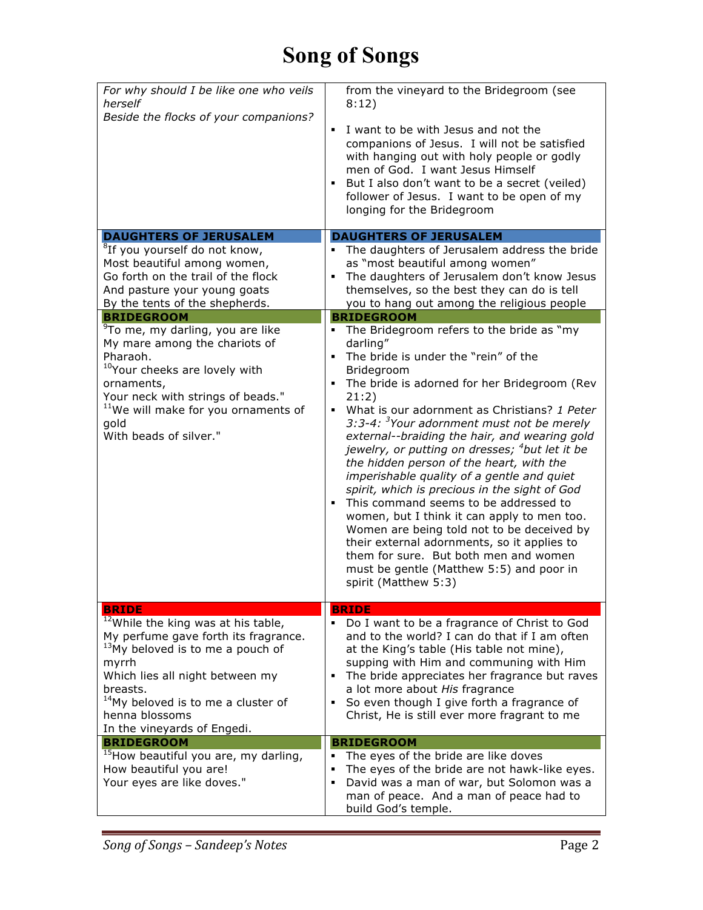# Song of Songs

| | |
|---|---|
| *For why should I be like one who veils herself<br>Beside the flocks of your companions?* | from the vineyard to the Bridegroom (see 8:12)<br>▪ I want to be with Jesus and not the companions of Jesus. I will not be satisfied with hanging out with holy people or godly men of God. I want Jesus Himself<br>▪ But I also don't want to be a secret (veiled) follower of Jesus. I want to be open of my longing for the Bridegroom |
| **DAUGHTERS OF JERUSALEM** | **DAUGHTERS OF JERUSALEM** |
| [8]If you yourself do not know,<br>Most beautiful among women,<br>Go forth on the trail of the flock<br>And pasture your young goats<br>By the tents of the shepherds. | ▪ The daughters of Jerusalem address the bride as "most beautiful among women"<br>▪ The daughters of Jerusalem don't know Jesus themselves, so the best they can do is tell you to hang out among the religious people |
| **BRIDEGROOM** | **BRIDEGROOM** |
| [9]To me, my darling, you are like<br>My mare among the chariots of Pharaoh.<br>[10]Your cheeks are lovely with ornaments,<br>Your neck with strings of beads."<br>[11]We will make for you ornaments of gold<br>With beads of silver." | ▪ The Bridegroom refers to the bride as "my darling"<br>▪ The bride is under the "rein" of the Bridegroom<br>▪ The bride is adorned for her Bridegroom (Rev 21:2)<br>▪ What is our adornment as Christians? *1 Peter 3:3-4: [3]Your adornment must not be merely external--braiding the hair, and wearing gold jewelry, or putting on dresses; [4]but let it be the hidden person of the heart, with the imperishable quality of a gentle and quiet spirit, which is precious in the sight of God*<br>▪ This command seems to be addressed to women, but I think it can apply to men too. Women are being told not to be deceived by their external adornments, so it applies to them for sure. But both men and women must be gentle (Matthew 5:5) and poor in spirit (Matthew 5:3) |
| **BRIDE** | **BRIDE** |
| [12]While the king was at his table,<br>My perfume gave forth its fragrance.<br>[13]My beloved is to me a pouch of myrrh<br>Which lies all night between my breasts.<br>[14]My beloved is to me a cluster of henna blossoms<br>In the vineyards of Engedi. | ▪ Do I want to be a fragrance of Christ to God and to the world? I can do that if I am often at the King's table (His table not mine), supping with Him and communing with Him<br>▪ The bride appreciates her fragrance but raves a lot more about *His* fragrance<br>▪ So even though I give forth a fragrance of Christ, He is still ever more fragrant to me |
| **BRIDEGROOM** | **BRIDEGROOM** |
| [15]How beautiful you are, my darling,<br>How beautiful you are!<br>Your eyes are like doves." | ▪ The eyes of the bride are like doves<br>▪ The eyes of the bride are not hawk-like eyes.<br>▪ David was a man of war, but Solomon was a man of peace. And a man of peace had to build God's temple. |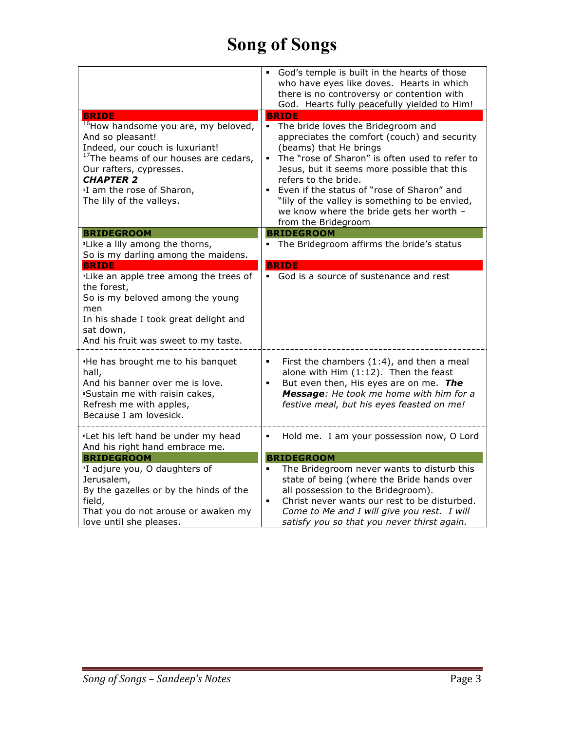# Song of Songs

| | |
|---|---|
| | ▪ God's temple is built in the hearts of those who have eyes like doves. Hearts in which there is no controversy or contention with God. Hearts fully peacefully yielded to Him! |
| **BRIDE** | **BRIDE** |
| [16]How handsome you are, my beloved,<br>And so pleasant!<br>Indeed, our couch is luxuriant!<br>[17]The beams of our houses are cedars,<br>Our rafters, cypresses.<br>***CHAPTER 2***<br>[1]I am the rose of Sharon,<br>The lily of the valleys. | ▪ The bride loves the Bridegroom and appreciates the comfort (couch) and security (beams) that He brings<br>▪ The "rose of Sharon" is often used to refer to Jesus, but it seems more possible that this refers to the bride.<br>▪ Even if the status of "rose of Sharon" and "lily of the valley is something to be envied, we know where the bride gets her worth – from the Bridegroom |
| **BRIDEGROOM** | **BRIDEGROOM** |
| [2]Like a lily among the thorns,<br>So is my darling among the maidens. | ▪ The Bridegroom affirms the bride's status |
| **BRIDE** | **BRIDE** |
| [3]Like an apple tree among the trees of the forest,<br>So is my beloved among the young men<br>In his shade I took great delight and sat down,<br>And his fruit was sweet to my taste. | ▪ God is a source of sustenance and rest |
| [4]He has brought me to his banquet hall,<br>And his banner over me is love.<br>[5]Sustain me with raisin cakes,<br>Refresh me with apples,<br>Because I am lovesick. | ▪ First the chambers (1:4), and then a meal alone with Him (1:12). Then the feast<br>▪ But even then, His eyes are on me. ***The Message****: He took me home with him for a festive meal, but his eyes feasted on me!* |
| [6]Let his left hand be under my head<br>And his right hand embrace me. | ▪ Hold me. I am your possession now, O Lord |
| **BRIDEGROOM** | **BRIDEGROOM** |
| [7]I adjure you, O daughters of Jerusalem,<br>By the gazelles or by the hinds of the field,<br>That you do not arouse or awaken my love until she pleases. | ▪ The Bridegroom never wants to disturb this state of being (where the Bride hands over all possession to the Bridegroom).<br>▪ Christ never wants our rest to be disturbed. *Come to Me and I will give you rest. I will satisfy you so that you never thirst again.* |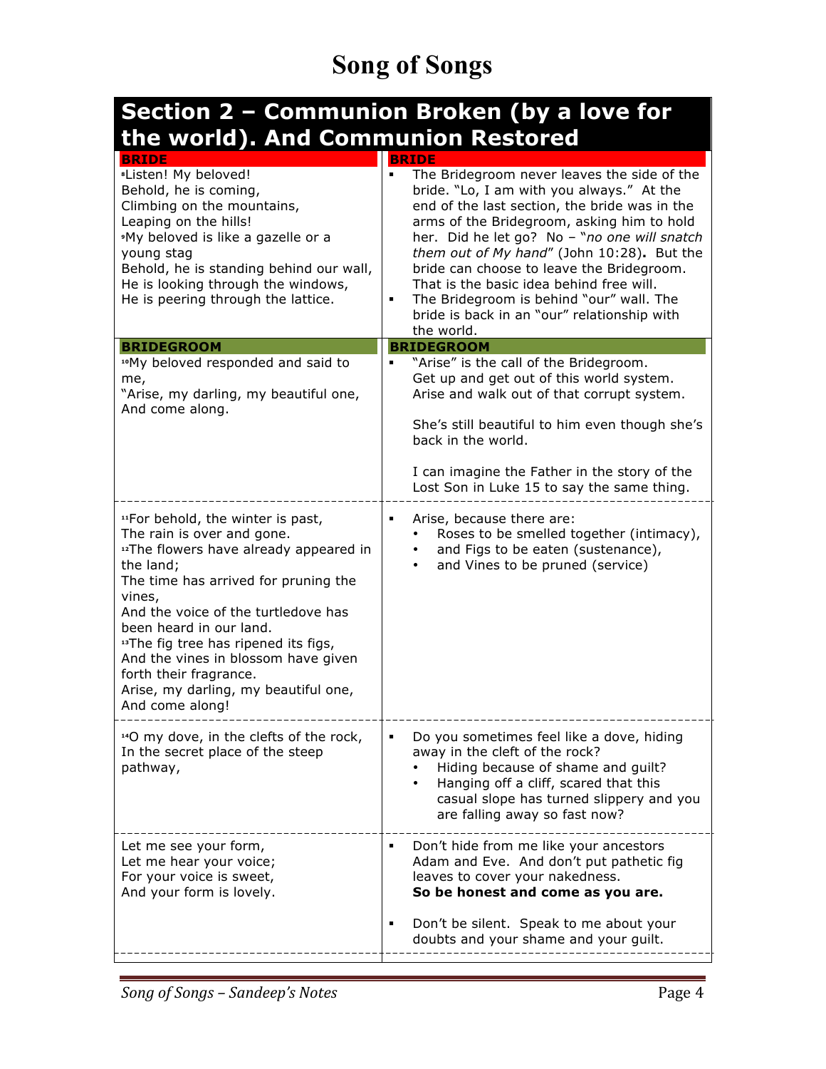# Song of Songs

## Section 2 – Communion Broken (by a love for the world). And Communion Restored

| BRIDE | BRIDE |
|---|---|
| [8]Listen! My beloved!<br>Behold, he is coming,<br>Climbing on the mountains,<br>Leaping on the hills!<br>[9]My beloved is like a gazelle or a young stag<br>Behold, he is standing behind our wall,<br>He is looking through the windows,<br>He is peering through the lattice. | ▪ The Bridegroom never leaves the side of the bride. "Lo, I am with you always." At the end of the last section, the bride was in the arms of the Bridegroom, asking him to hold her. Did he let go? No – "*no one will snatch them out of My hand*" (John 10:28). But the bride can choose to leave the Bridegroom. That is the basic idea behind free will.<br>▪ The Bridegroom is behind "our" wall. The bride is back in an "our" relationship with the world. |
| **BRIDEGROOM** | **BRIDEGROOM** |
| [10]My beloved responded and said to me,<br>"Arise, my darling, my beautiful one,<br>And come along. | ▪ "Arise" is the call of the Bridegroom. Get up and get out of this world system. Arise and walk out of that corrupt system.<br><br>She's still beautiful to him even though she's back in the world.<br><br>I can imagine the Father in the story of the Lost Son in Luke 15 to say the same thing. |
| [11]For behold, the winter is past,<br>The rain is over and gone.<br>[12]The flowers have already appeared in the land;<br>The time has arrived for pruning the vines,<br>And the voice of the turtledove has been heard in our land.<br>[13]The fig tree has ripened its figs,<br>And the vines in blossom have given forth their fragrance.<br>Arise, my darling, my beautiful one,<br>And come along! | ▪ Arise, because there are:<br>• Roses to be smelled together (intimacy),<br>• and Figs to be eaten (sustenance),<br>• and Vines to be pruned (service) |
| [14]O my dove, in the clefts of the rock,<br>In the secret place of the steep pathway, | ▪ Do you sometimes feel like a dove, hiding away in the cleft of the rock?<br>• Hiding because of shame and guilt?<br>• Hanging off a cliff, scared that this casual slope has turned slippery and you are falling away so fast now? |
| Let me see your form,<br>Let me hear your voice;<br>For your voice is sweet,<br>And your form is lovely. | ▪ Don't hide from me like your ancestors Adam and Eve. And don't put pathetic fig leaves to cover your nakedness.<br>**So be honest and come as you are.**<br><br>▪ Don't be silent. Speak to me about your doubts and your shame and your guilt. |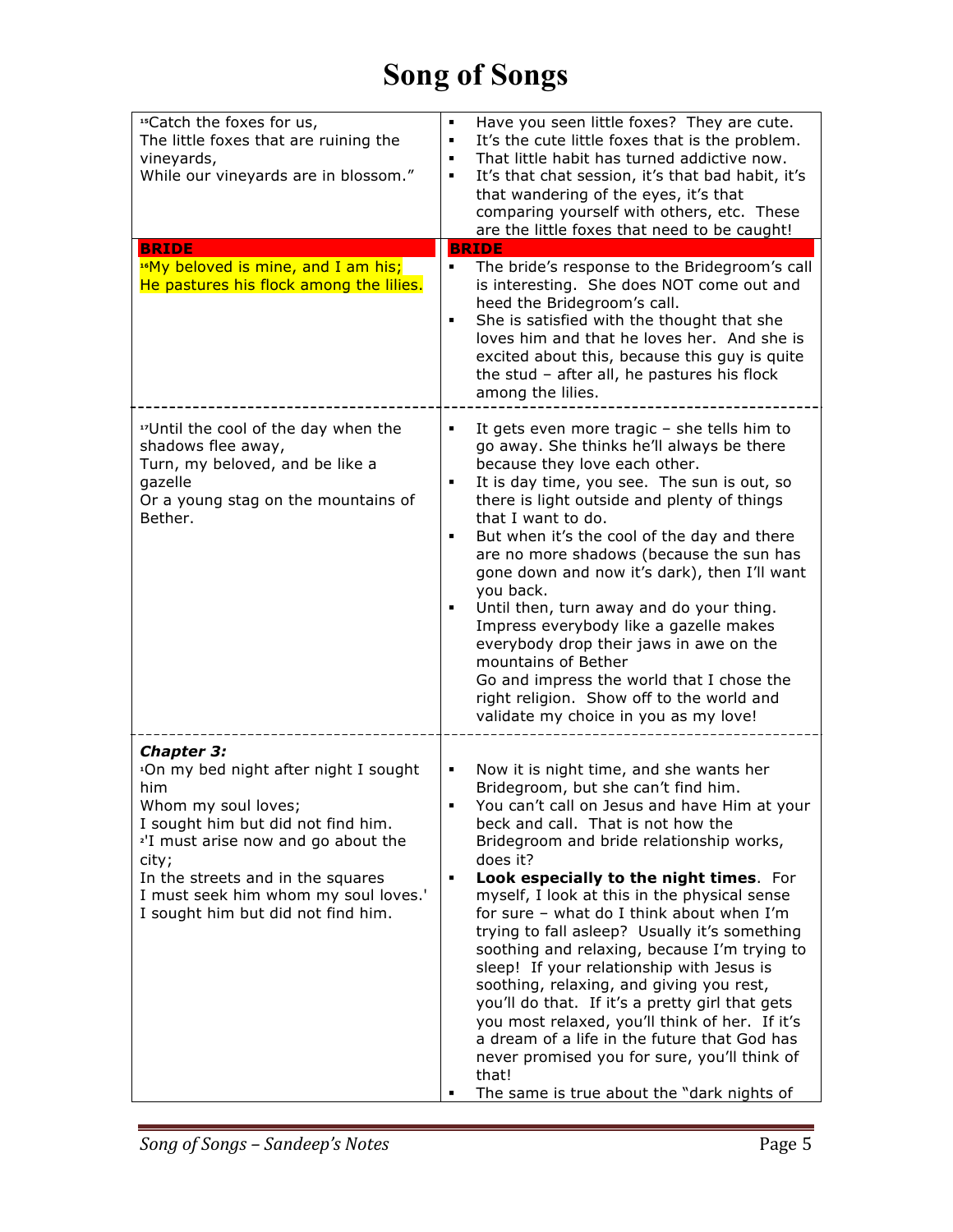# Song of Songs

| | |
|---|---|
| [15]Catch the foxes for us,<br>The little foxes that are ruining the vineyards,<br>While our vineyards are in blossom." | ▪ Have you seen little foxes? They are cute.<br>▪ It's the cute little foxes that is the problem.<br>▪ That little habit has turned addictive now.<br>▪ It's that chat session, it's that bad habit, it's that wandering of the eyes, it's that comparing yourself with others, etc. These are the little foxes that need to be caught! |
| **BRIDE** | **BRIDE** |
| [16]My beloved is mine, and I am his;<br>He pastures his flock among the lilies. | ▪ The bride's response to the Bridegroom's call is interesting. She does NOT come out and heed the Bridegroom's call.<br>▪ She is satisfied with the thought that she loves him and that he loves her. And she is excited about this, because this guy is quite the stud – after all, he pastures his flock among the lilies. |
| [17]Until the cool of the day when the shadows flee away,<br>Turn, my beloved, and be like a gazelle<br>Or a young stag on the mountains of Bether. | ▪ It gets even more tragic – she tells him to go away. She thinks he'll always be there because they love each other.<br>▪ It is day time, you see. The sun is out, so there is light outside and plenty of things that I want to do.<br>▪ But when it's the cool of the day and there are no more shadows (because the sun has gone down and now it's dark), then I'll want you back.<br>▪ Until then, turn away and do your thing. Impress everybody like a gazelle makes everybody drop their jaws in awe on the mountains of Bether<br>Go and impress the world that I chose the right religion. Show off to the world and validate my choice in you as my love! |
| ***Chapter 3:***<br>[1]On my bed night after night I sought him<br>Whom my soul loves;<br>I sought him but did not find him.<br>[2]'I must arise now and go about the city;<br>In the streets and in the squares<br>I must seek him whom my soul loves.'<br>I sought him but did not find him. | ▪ Now it is night time, and she wants her Bridegroom, but she can't find him.<br>▪ You can't call on Jesus and have Him at your beck and call. That is not how the Bridegroom and bride relationship works, does it?<br>▪ **Look especially to the night times**. For myself, I look at this in the physical sense for sure – what do I think about when I'm trying to fall asleep? Usually it's something soothing and relaxing, because I'm trying to sleep! If your relationship with Jesus is soothing, relaxing, and giving you rest, you'll do that. If it's a pretty girl that gets you most relaxed, you'll think of her. If it's a dream of a life in the future that God has never promised you for sure, you'll think of that!<br>▪ The same is true about the "dark nights of |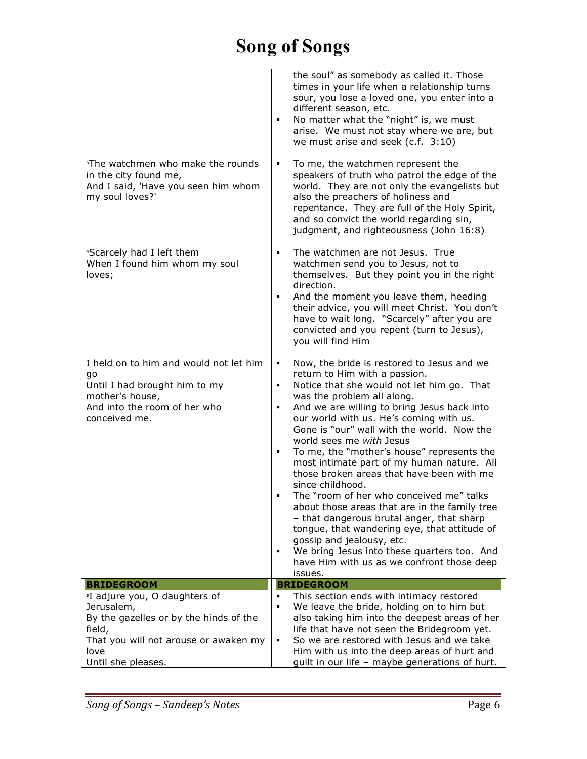| | |
|---|---|
| | the soul" as somebody as called it. Those times in your life when a relationship turns sour, you lose a loved one, you enter into a different season, etc.<br>▪ No matter what the "night" is, we must arise. We must not stay where we are, but we must arise and seek (c.f. 3:10) |
| [3]The watchmen who make the rounds in the city found me,<br>And I said, 'Have you seen him whom my soul loves?'<br><br>[4]Scarcely had I left them<br>When I found him whom my soul loves; | ▪ To me, the watchmen represent the speakers of truth who patrol the edge of the world. They are not only the evangelists but also the preachers of holiness and repentance. They are full of the Holy Spirit, and so convict the world regarding sin, judgment, and righteousness (John 16:8)<br><br>▪ The watchmen are not Jesus. True watchmen send you to Jesus, not to themselves. But they point you in the right direction.<br>▪ And the moment you leave them, heeding their advice, you will meet Christ. You don't have to wait long. "Scarcely" after you are convicted and you repent (turn to Jesus), you will find Him |
| I held on to him and would not let him go<br>Until I had brought him to my mother's house,<br>And into the room of her who conceived me. | ▪ Now, the bride is restored to Jesus and we return to Him with a passion.<br>▪ Notice that she would not let him go. That was the problem all along.<br>▪ And we are willing to bring Jesus back into our world with us. He's coming with us. Gone is "our" wall with the world. Now the world sees me *with* Jesus<br>▪ To me, the "mother's house" represents the most intimate part of my human nature. All those broken areas that have been with me since childhood.<br>▪ The "room of her who conceived me" talks about those areas that are in the family tree – that dangerous brutal anger, that sharp tongue, that wandering eye, that attitude of gossip and jealousy, etc.<br>▪ We bring Jesus into these quarters too. And have Him with us as we confront those deep issues. |
| **BRIDEGROOM** | **BRIDEGROOM** |
| [5]I adjure you, O daughters of Jerusalem,<br>By the gazelles or by the hinds of the field,<br>That you will not arouse or awaken my love<br>Until she pleases. | ▪ This section ends with intimacy restored<br>▪ We leave the bride, holding on to him but also taking him into the deepest areas of her life that have not seen the Bridegroom yet.<br>▪ So we are restored with Jesus and we take Him with us into the deep areas of hurt and guilt in our life – maybe generations of hurt. |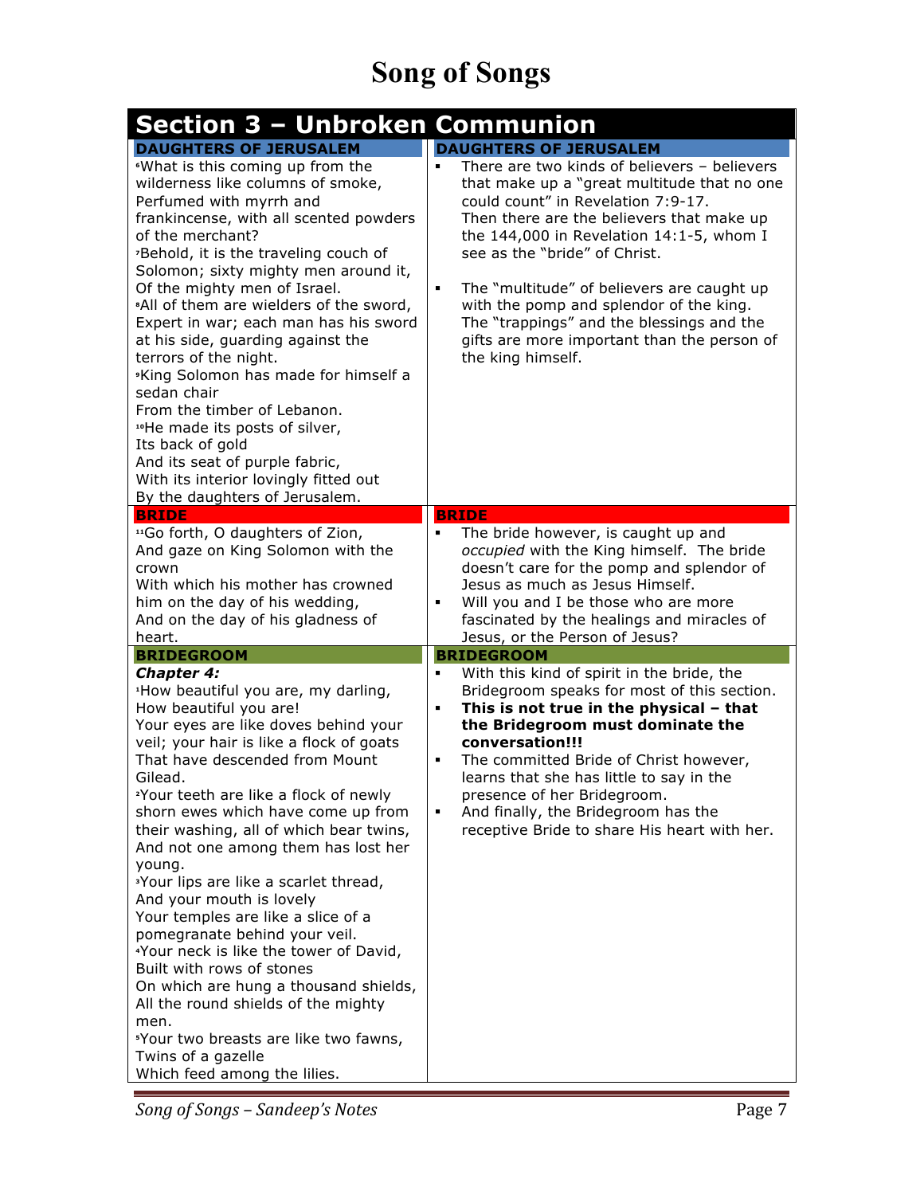# Song of Songs

## Section 3 – Unbroken Communion

| DAUGHTERS OF JERUSALEM | DAUGHTERS OF JERUSALEM |
|---|---|
| [6]What is this coming up from the wilderness like columns of smoke, Perfumed with myrrh and frankincense, with all scented powders of the merchant?<br>[7]Behold, it is the traveling couch of Solomon; sixty mighty men around it, Of the mighty men of Israel.<br>[8]All of them are wielders of the sword, Expert in war; each man has his sword at his side, guarding against the terrors of the night.<br>[9]King Solomon has made for himself a sedan chair<br>From the timber of Lebanon.<br>[10]He made its posts of silver,<br>Its back of gold<br>And its seat of purple fabric,<br>With its interior lovingly fitted out<br>By the daughters of Jerusalem. | ▪ There are two kinds of believers – believers that make up a "great multitude that no one could count" in Revelation 7:9-17. Then there are the believers that make up the 144,000 in Revelation 14:1-5, whom I see as the "bride" of Christ.<br>▪ The "multitude" of believers are caught up with the pomp and splendor of the king. The "trappings" and the blessings and the gifts are more important than the person of the king himself. |
| **BRIDE** | **BRIDE** |
| [11]Go forth, O daughters of Zion,<br>And gaze on King Solomon with the crown<br>With which his mother has crowned him on the day of his wedding,<br>And on the day of his gladness of heart. | ▪ The bride however, is caught up and *occupied* with the King himself. The bride doesn't care for the pomp and splendor of Jesus as much as Jesus Himself.<br>▪ Will you and I be those who are more fascinated by the healings and miracles of Jesus, or the Person of Jesus? |
| **BRIDEGROOM** | **BRIDEGROOM** |
| ***Chapter 4:***<br>[1]How beautiful you are, my darling,<br>How beautiful you are!<br>Your eyes are like doves behind your veil; your hair is like a flock of goats That have descended from Mount Gilead.<br>[2]Your teeth are like a flock of newly shorn ewes which have come up from their washing, all of which bear twins, And not one among them has lost her young.<br>[3]Your lips are like a scarlet thread,<br>And your mouth is lovely<br>Your temples are like a slice of a pomegranate behind your veil.<br>[4]Your neck is like the tower of David,<br>Built with rows of stones<br>On which are hung a thousand shields,<br>All the round shields of the mighty men.<br>[5]Your two breasts are like two fawns,<br>Twins of a gazelle<br>Which feed among the lilies. | ▪ With this kind of spirit in the bride, the Bridegroom speaks for most of this section.<br>▪ **This is not true in the physical – that the Bridegroom must dominate the conversation!!!**<br>▪ The committed Bride of Christ however, learns that she has little to say in the presence of her Bridegroom.<br>▪ And finally, the Bridegroom has the receptive Bride to share His heart with her. |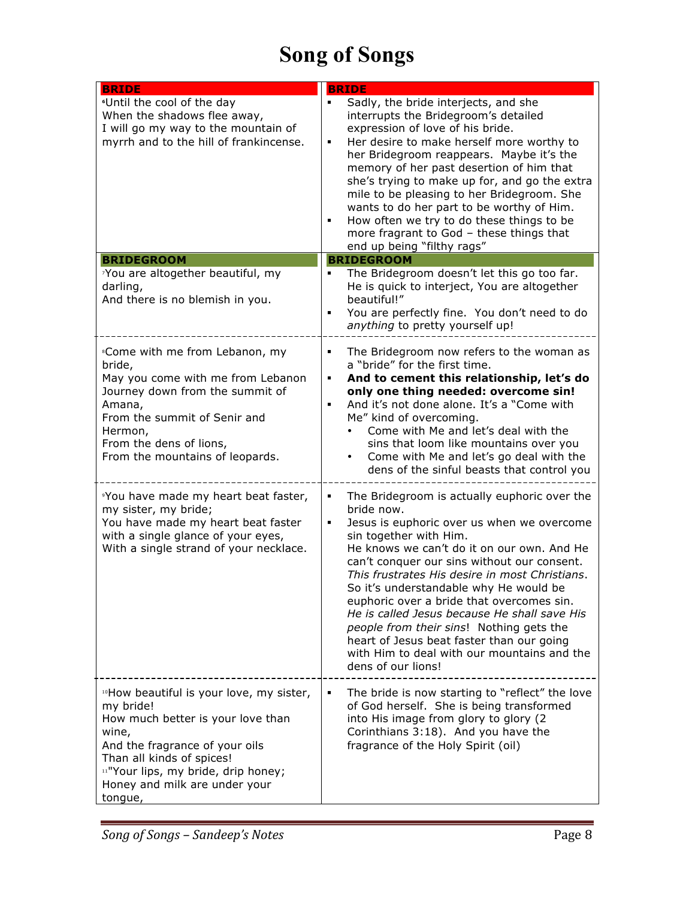# Song of Songs

| BRIDE | BRIDE |
|---|---|
| [6]Until the cool of the day<br>When the shadows flee away,<br>I will go my way to the mountain of myrrh and to the hill of frankincense. | ▪ Sadly, the bride interjects, and she interrupts the Bridegroom's detailed expression of love of his bride.<br>▪ Her desire to make herself more worthy to her Bridegroom reappears. Maybe it's the memory of her past desertion of him that she's trying to make up for, and go the extra mile to be pleasing to her Bridegroom. She wants to do her part to be worthy of Him.<br>▪ How often we try to do these things to be more fragrant to God – these things that end up being "filthy rags" |
| **BRIDEGROOM** | **BRIDEGROOM** |
| [7]You are altogether beautiful, my darling,<br>And there is no blemish in you. | ▪ The Bridegroom doesn't let this go too far. He is quick to interject, You are altogether beautiful!"<br>▪ You are perfectly fine. You don't need to do *anything* to pretty yourself up! |
| [8]Come with me from Lebanon, my bride,<br>May you come with me from Lebanon<br>Journey down from the summit of Amana,<br>From the summit of Senir and Hermon,<br>From the dens of lions,<br>From the mountains of leopards. | ▪ The Bridegroom now refers to the woman as a "bride" for the first time.<br>▪ **And to cement this relationship, let's do only one thing needed: overcome sin!**<br>▪ And it's not done alone. It's a "Come with Me" kind of overcoming.<br>  • Come with Me and let's deal with the sins that loom like mountains over you<br>  • Come with Me and let's go deal with the dens of the sinful beasts that control you |
| [9]You have made my heart beat faster, my sister, my bride;<br>You have made my heart beat faster with a single glance of your eyes,<br>With a single strand of your necklace. | ▪ The Bridegroom is actually euphoric over the bride now.<br>▪ Jesus is euphoric over us when we overcome sin together with Him.<br>He knows we can't do it on our own. And He can't conquer our sins without our consent. *This frustrates His desire in most Christians*. So it's understandable why He would be euphoric over a bride that overcomes sin. *He is called Jesus because He shall save His people from their sins*! Nothing gets the heart of Jesus beat faster than our going with Him to deal with our mountains and the dens of our lions! |
| [10]How beautiful is your love, my sister, my bride!<br>How much better is your love than wine,<br>And the fragrance of your oils<br>Than all kinds of spices!<br>[11]"Your lips, my bride, drip honey;<br>Honey and milk are under your tongue, | ▪ The bride is now starting to "reflect" the love of God herself. She is being transformed into His image from glory to glory (2 Corinthians 3:18). And you have the fragrance of the Holy Spirit (oil) |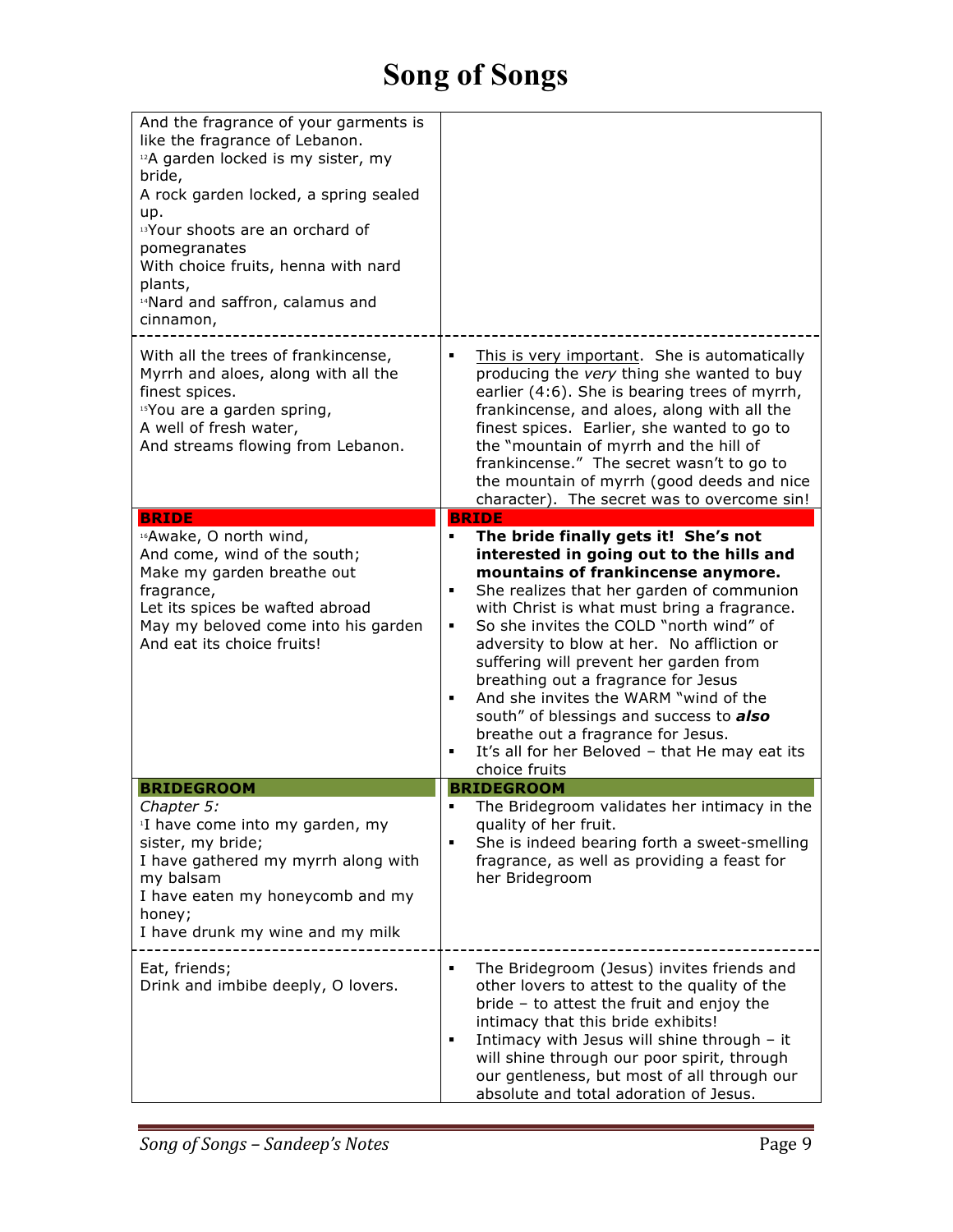# Song of Songs

| | |
|---|---|
| And the fragrance of your garments is like the fragrance of Lebanon.<br>[12]A garden locked is my sister, my bride,<br>A rock garden locked, a spring sealed up.<br>[13]Your shoots are an orchard of pomegranates<br>With choice fruits, henna with nard plants,<br>[14]Nard and saffron, calamus and cinnamon, | |
| With all the trees of frankincense,<br>Myrrh and aloes, along with all the finest spices.<br>[15]You are a garden spring,<br>A well of fresh water,<br>And streams flowing from Lebanon. | ▪ This is very important. She is automatically producing the *very* thing she wanted to buy earlier (4:6). She is bearing trees of myrrh, frankincense, and aloes, along with all the finest spices. Earlier, she wanted to go to the "mountain of myrrh and the hill of frankincense." The secret wasn't to go to the mountain of myrrh (good deeds and nice character). The secret was to overcome sin! |
| **BRIDE**<br>[16]Awake, O north wind,<br>And come, wind of the south;<br>Make my garden breathe out fragrance,<br>Let its spices be wafted abroad<br>May my beloved come into his garden<br>And eat its choice fruits! | **BRIDE**<br>▪ **The bride finally gets it! She's not interested in going out to the hills and mountains of frankincense anymore.**<br>▪ She realizes that her garden of communion with Christ is what must bring a fragrance.<br>▪ So she invites the COLD "north wind" of adversity to blow at her. No affliction or suffering will prevent her garden from breathing out a fragrance for Jesus<br>▪ And she invites the WARM "wind of the south" of blessings and success to ***also*** breathe out a fragrance for Jesus.<br>▪ It's all for her Beloved – that He may eat its choice fruits |
| **BRIDEGROOM**<br>*Chapter 5:*<br>[1]I have come into my garden, my sister, my bride;<br>I have gathered my myrrh along with my balsam<br>I have eaten my honeycomb and my honey;<br>I have drunk my wine and my milk | **BRIDEGROOM**<br>▪ The Bridegroom validates her intimacy in the quality of her fruit.<br>▪ She is indeed bearing forth a sweet-smelling fragrance, as well as providing a feast for her Bridegroom |
| Eat, friends;<br>Drink and imbibe deeply, O lovers. | ▪ The Bridegroom (Jesus) invites friends and other lovers to attest to the quality of the bride – to attest the fruit and enjoy the intimacy that this bride exhibits!<br>▪ Intimacy with Jesus will shine through – it will shine through our poor spirit, through our gentleness, but most of all through our absolute and total adoration of Jesus. |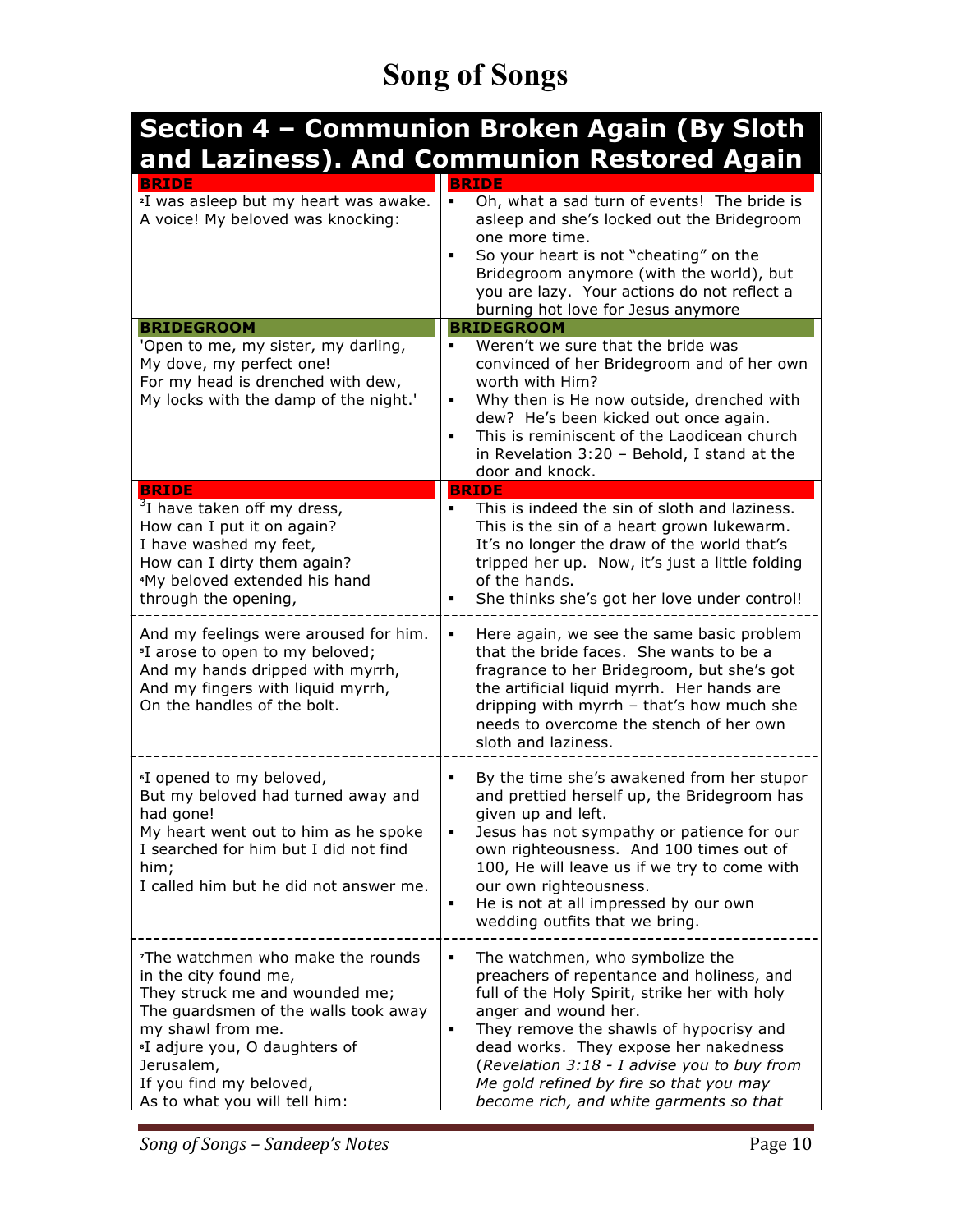# Song of Songs

## Section 4 – Communion Broken Again (By Sloth and Laziness). And Communion Restored Again

| BRIDE | BRIDE |
|---|---|
| [2]I was asleep but my heart was awake. A voice! My beloved was knocking: | ▪ Oh, what a sad turn of events! The bride is asleep and she's locked out the Bridegroom one more time. <br> ▪ So your heart is not "cheating" on the Bridegroom anymore (with the world), but you are lazy. Your actions do not reflect a burning hot love for Jesus anymore |
| **BRIDEGROOM** | **BRIDEGROOM** |
| 'Open to me, my sister, my darling, My dove, my perfect one! For my head is drenched with dew, My locks with the damp of the night.' | ▪ Weren't we sure that the bride was convinced of her Bridegroom and of her own worth with Him? <br> ▪ Why then is He now outside, drenched with dew? He's been kicked out once again. <br> ▪ This is reminiscent of the Laodicean church in Revelation 3:20 – Behold, I stand at the door and knock. |
| **BRIDE** | **BRIDE** |
| [3]I have taken off my dress, How can I put it on again? I have washed my feet, How can I dirty them again? [4]My beloved extended his hand through the opening, | ▪ This is indeed the sin of sloth and laziness. This is the sin of a heart grown lukewarm. It's no longer the draw of the world that's tripped her up. Now, it's just a little folding of the hands. <br> ▪ She thinks she's got her love under control! |
| And my feelings were aroused for him. [5]I arose to open to my beloved; And my hands dripped with myrrh, And my fingers with liquid myrrh, On the handles of the bolt. | ▪ Here again, we see the same basic problem that the bride faces. She wants to be a fragrance to her Bridegroom, but she's got the artificial liquid myrrh. Her hands are dripping with myrrh – that's how much she needs to overcome the stench of her own sloth and laziness. |
| [6]I opened to my beloved, But my beloved had turned away and had gone! My heart went out to him as he spoke I searched for him but I did not find him; I called him but he did not answer me. | ▪ By the time she's awakened from her stupor and prettied herself up, the Bridegroom has given up and left. <br> ▪ Jesus has not sympathy or patience for our own righteousness. And 100 times out of 100, He will leave us if we try to come with our own righteousness. <br> ▪ He is not at all impressed by our own wedding outfits that we bring. |
| [7]The watchmen who make the rounds in the city found me, They struck me and wounded me; The guardsmen of the walls took away my shawl from me. [8]I adjure you, O daughters of Jerusalem, If you find my beloved, As to what you will tell him: | ▪ The watchmen, who symbolize the preachers of repentance and holiness, and full of the Holy Spirit, strike her with holy anger and wound her. <br> ▪ They remove the shawls of hypocrisy and dead works. They expose her nakedness (*Revelation 3:18 - I advise you to buy from Me gold refined by fire so that you may become rich, and white garments so that* |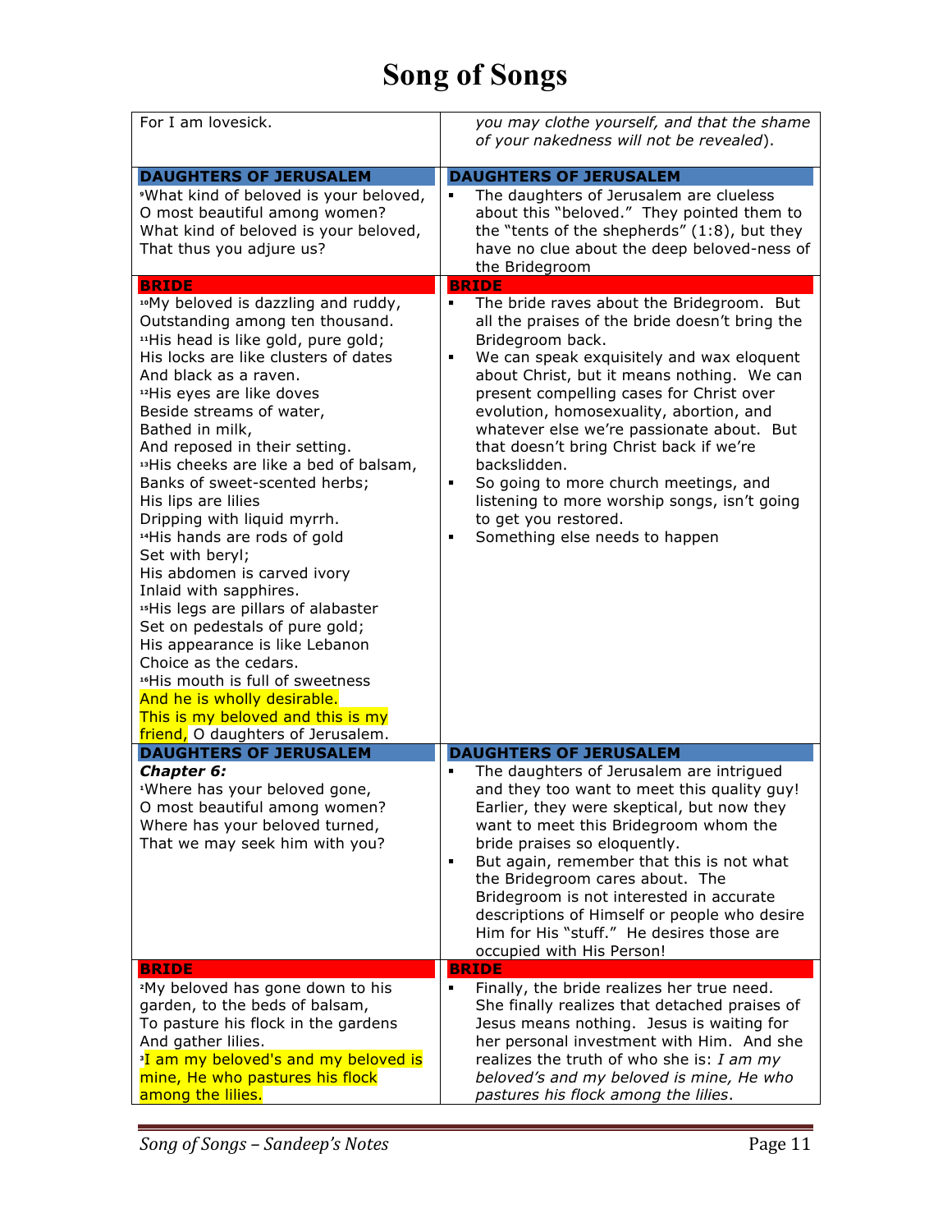# Song of Songs

| | |
|---|---|
| For I am lovesick. | *you may clothe yourself, and that the shame of your nakedness will not be revealed*). |
| **DAUGHTERS OF JERUSALEM** | **DAUGHTERS OF JERUSALEM** |
| [9]What kind of beloved is your beloved, O most beautiful among women? What kind of beloved is your beloved, That thus you adjure us? | ▪ The daughters of Jerusalem are clueless about this "beloved." They pointed them to the "tents of the shepherds" (1:8), but they have no clue about the deep beloved-ness of the Bridegroom |
| **BRIDE** | **BRIDE** |
| [10]My beloved is dazzling and ruddy, Outstanding among ten thousand. [11]His head is like gold, pure gold; His locks are like clusters of dates And black as a raven. [12]His eyes are like doves Beside streams of water, Bathed in milk, And reposed in their setting. [13]His cheeks are like a bed of balsam, Banks of sweet-scented herbs; His lips are lilies Dripping with liquid myrrh. [14]His hands are rods of gold Set with beryl; His abdomen is carved ivory Inlaid with sapphires. [15]His legs are pillars of alabaster Set on pedestals of pure gold; His appearance is like Lebanon Choice as the cedars. [16]His mouth is full of sweetness And he is wholly desirable. This is my beloved and this is my friend, O daughters of Jerusalem. | ▪ The bride raves about the Bridegroom. But all the praises of the bride doesn't bring the Bridegroom back. ▪ We can speak exquisitely and wax eloquent about Christ, but it means nothing. We can present compelling cases for Christ over evolution, homosexuality, abortion, and whatever else we're passionate about. But that doesn't bring Christ back if we're backslidden. ▪ So going to more church meetings, and listening to more worship songs, isn't going to get you restored. ▪ Something else needs to happen |
| **DAUGHTERS OF JERUSALEM** | **DAUGHTERS OF JERUSALEM** |
| ***Chapter 6:*** [1]Where has your beloved gone, O most beautiful among women? Where has your beloved turned, That we may seek him with you? | ▪ The daughters of Jerusalem are intrigued and they too want to meet this quality guy! Earlier, they were skeptical, but now they want to meet this Bridegroom whom the bride praises so eloquently. ▪ But again, remember that this is not what the Bridegroom cares about. The Bridegroom is not interested in accurate descriptions of Himself or people who desire Him for His "stuff." He desires those are occupied with His Person! |
| **BRIDE** | **BRIDE** |
| [2]My beloved has gone down to his garden, to the beds of balsam, To pasture his flock in the gardens And gather lilies. [3]I am my beloved's and my beloved is mine, He who pastures his flock among the lilies. | ▪ Finally, the bride realizes her true need. She finally realizes that detached praises of Jesus means nothing. Jesus is waiting for her personal investment with Him. And she realizes the truth of who she is: *I am my beloved's and my beloved is mine, He who pastures his flock among the lilies*. |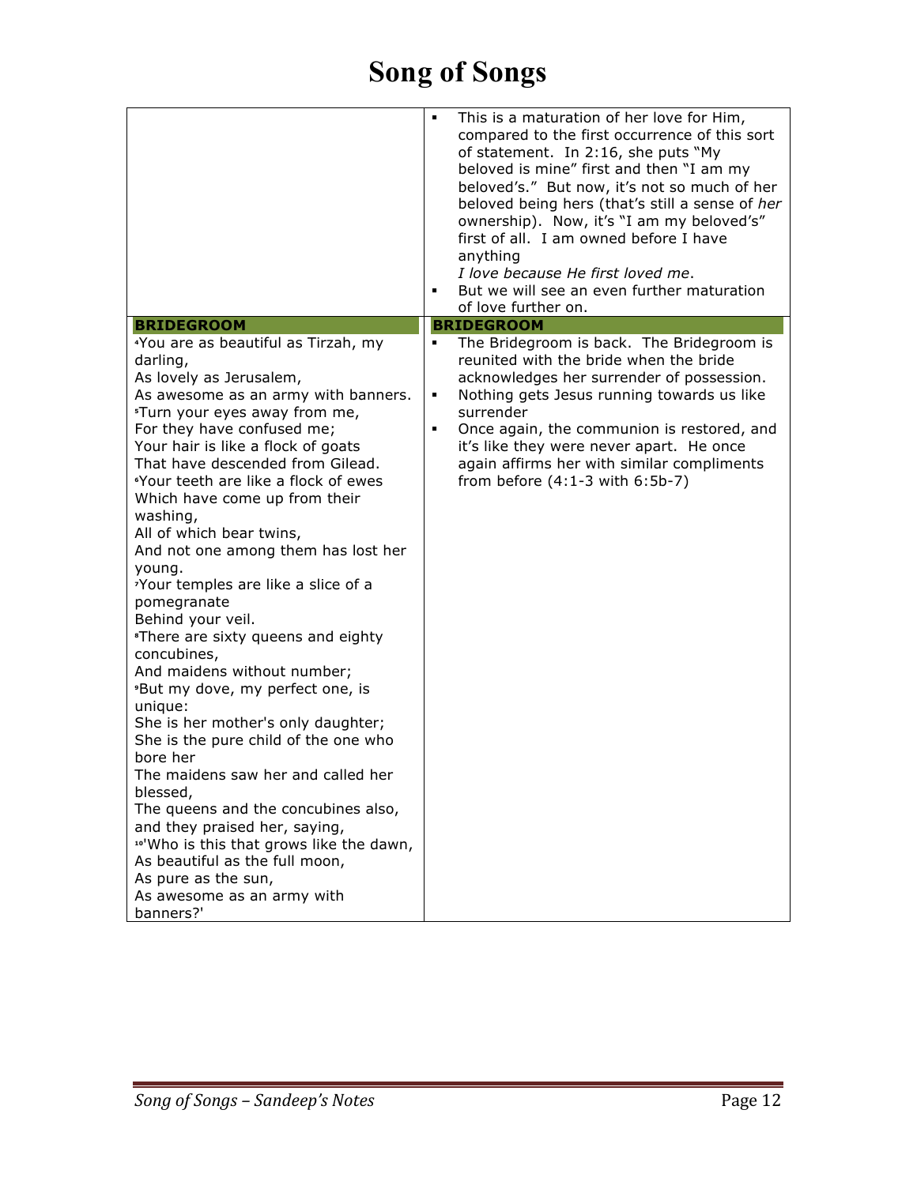# Song of Songs

| | |
|---|---|
| | ▪ This is a maturation of her love for Him, compared to the first occurrence of this sort of statement. In 2:16, she puts "My beloved is mine" first and then "I am my beloved's." But now, it's not so much of her beloved being hers (that's still a sense of *her* ownership). Now, it's "I am my beloved's" first of all. I am owned before I have anything<br>*I love because He first loved me*.<br>▪ But we will see an even further maturation of love further on. |
| **BRIDEGROOM** | **BRIDEGROOM** |
| [4]You are as beautiful as Tirzah, my darling,<br>As lovely as Jerusalem,<br>As awesome as an army with banners.<br>[5]Turn your eyes away from me,<br>For they have confused me;<br>Your hair is like a flock of goats<br>That have descended from Gilead.<br>[6]Your teeth are like a flock of ewes<br>Which have come up from their washing,<br>All of which bear twins,<br>And not one among them has lost her young.<br>[7]Your temples are like a slice of a pomegranate<br>Behind your veil.<br>[8]There are sixty queens and eighty concubines,<br>And maidens without number;<br>[9]But my dove, my perfect one, is unique:<br>She is her mother's only daughter;<br>She is the pure child of the one who bore her<br>The maidens saw her and called her blessed,<br>The queens and the concubines also, and they praised her, saying,<br>[10]'Who is this that grows like the dawn,<br>As beautiful as the full moon,<br>As pure as the sun,<br>As awesome as an army with banners?' | ▪ The Bridegroom is back. The Bridegroom is reunited with the bride when the bride acknowledges her surrender of possession.<br>▪ Nothing gets Jesus running towards us like surrender<br>▪ Once again, the communion is restored, and it's like they were never apart. He once again affirms her with similar compliments from before (4:1-3 with 6:5b-7) |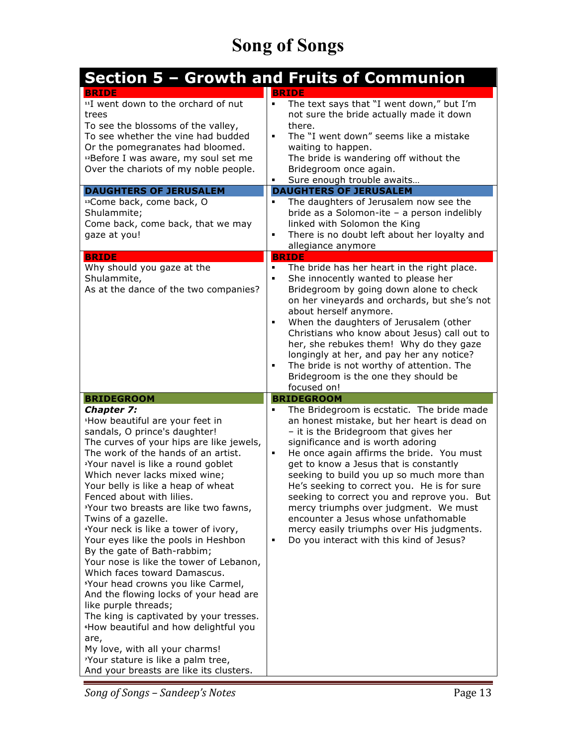# Song of Songs

## Section 5 – Growth and Fruits of Communion

| BRIDE | BRIDE |
|---|---|
| [11]I went down to the orchard of nut trees<br>To see the blossoms of the valley,<br>To see whether the vine had budded<br>Or the pomegranates had bloomed.<br>[12]Before I was aware, my soul set me<br>Over the chariots of my noble people. | ▪ The text says that "I went down," but I'm not sure the bride actually made it down there.<br>▪ The "I went down" seems like a mistake waiting to happen.<br>The bride is wandering off without the Bridegroom once again.<br>▪ Sure enough trouble awaits… |
| **DAUGHTERS OF JERUSALEM** | **DAUGHTERS OF JERUSALEM** |
| [13]Come back, come back, O Shulammite;<br>Come back, come back, that we may gaze at you! | ▪ The daughters of Jerusalem now see the bride as a Solomon-ite – a person indelibly linked with Solomon the King<br>▪ There is no doubt left about her loyalty and allegiance anymore |
| **BRIDE** | **BRIDE** |
| Why should you gaze at the Shulammite,<br>As at the dance of the two companies? | ▪ The bride has her heart in the right place.<br>▪ She innocently wanted to please her Bridegroom by going down alone to check on her vineyards and orchards, but she's not about herself anymore.<br>▪ When the daughters of Jerusalem (other Christians who know about Jesus) call out to her, she rebukes them! Why do they gaze longingly at her, and pay her any notice?<br>▪ The bride is not worthy of attention. The Bridegroom is the one they should be focused on! |
| **BRIDEGROOM** | **BRIDEGROOM** |
| ***Chapter 7:***<br>[1]How beautiful are your feet in sandals, O prince's daughter!<br>The curves of your hips are like jewels,<br>The work of the hands of an artist.<br>[2]Your navel is like a round goblet<br>Which never lacks mixed wine;<br>Your belly is like a heap of wheat<br>Fenced about with lilies.<br>[3]Your two breasts are like two fawns,<br>Twins of a gazelle.<br>[4]Your neck is like a tower of ivory,<br>Your eyes like the pools in Heshbon<br>By the gate of Bath-rabbim;<br>Your nose is like the tower of Lebanon,<br>Which faces toward Damascus.<br>[5]Your head crowns you like Carmel,<br>And the flowing locks of your head are like purple threads;<br>The king is captivated by your tresses.<br>[6]How beautiful and how delightful you are,<br>My love, with all your charms!<br>[7]Your stature is like a palm tree,<br>And your breasts are like its clusters. | ▪ The Bridegroom is ecstatic. The bride made an honest mistake, but her heart is dead on – it is the Bridegroom that gives her significance and is worth adoring<br>▪ He once again affirms the bride. You must get to know a Jesus that is constantly seeking to build you up so much more than He's seeking to correct you. He is for sure seeking to correct you and reprove you. But mercy triumphs over judgment. We must encounter a Jesus whose unfathomable mercy easily triumphs over His judgments.<br>▪ Do you interact with this kind of Jesus? |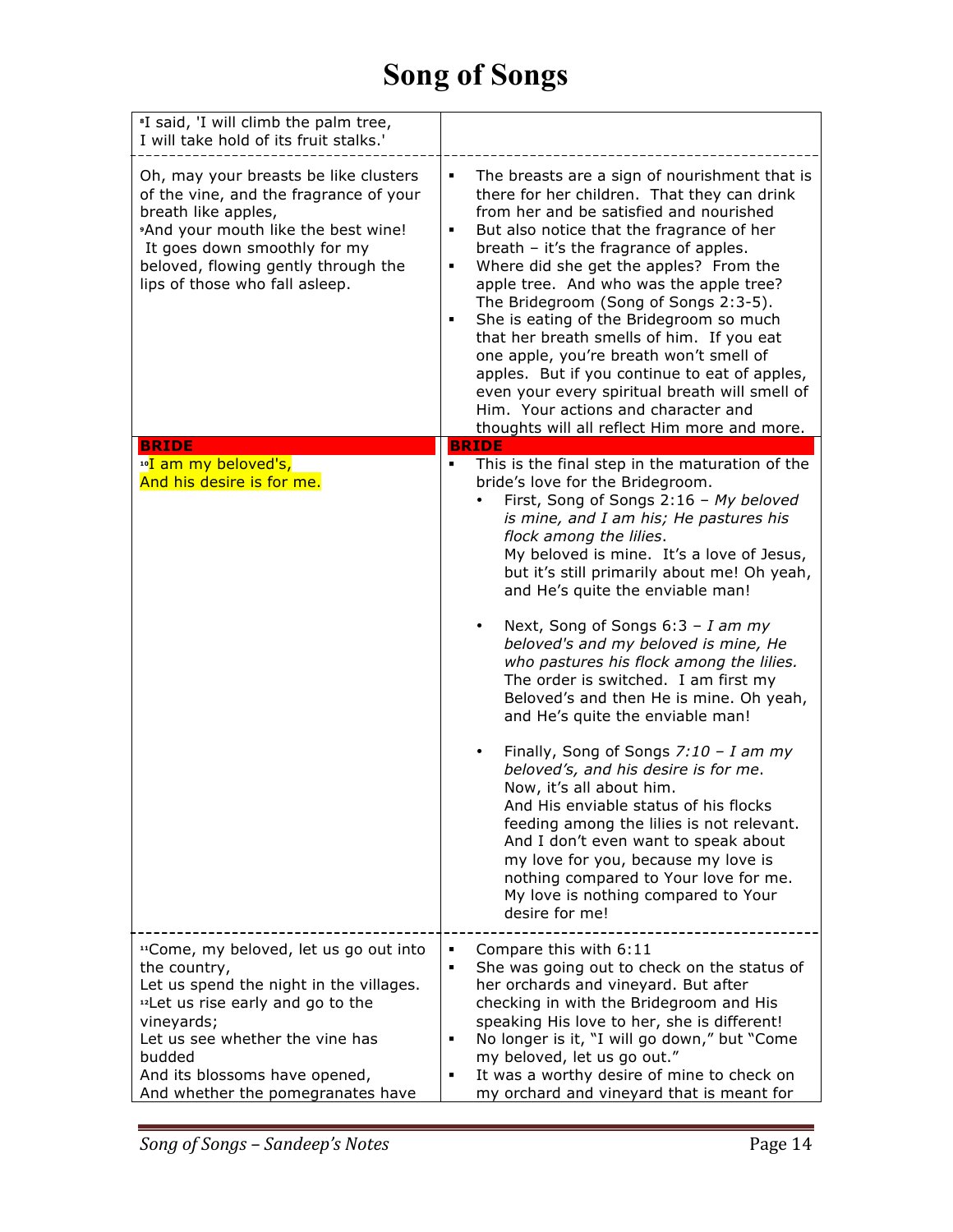# Song of Songs

| | |
|---|---|
| 8 I said, 'I will climb the palm tree, I will take hold of its fruit stalks.' | |
| Oh, may your breasts be like clusters of the vine, and the fragrance of your breath like apples, 9 And your mouth like the best wine! It goes down smoothly for my beloved, flowing gently through the lips of those who fall asleep. | ▪ The breasts are a sign of nourishment that is there for her children. That they can drink from her and be satisfied and nourished<br>▪ But also notice that the fragrance of her breath – it's the fragrance of apples.<br>▪ Where did she get the apples? From the apple tree. And who was the apple tree? The Bridegroom (Song of Songs 2:3-5).<br>▪ She is eating of the Bridegroom so much that her breath smells of him. If you eat one apple, you're breath won't smell of apples. But if you continue to eat of apples, even your every spiritual breath will smell of Him. Your actions and character and thoughts will all reflect Him more and more. |
| **BRIDE**<br>10 I am my beloved's, And his desire is for me. | **BRIDE**<br>▪ This is the final step in the maturation of the bride's love for the Bridegroom.<br>• First, Song of Songs 2:16 – *My beloved is mine, and I am his; He pastures his flock among the lilies*. My beloved is mine. It's a love of Jesus, but it's still primarily about me! Oh yeah, and He's quite the enviable man!<br>• Next, Song of Songs 6:3 – *I am my beloved's and my beloved is mine, He who pastures his flock among the lilies.* The order is switched. I am first my Beloved's and then He is mine. Oh yeah, and He's quite the enviable man!<br>• Finally, Song of Songs *7:10 – I am my beloved's, and his desire is for me*. Now, it's all about him. And His enviable status of his flocks feeding among the lilies is not relevant. And I don't even want to speak about my love for you, because my love is nothing compared to Your love for me. My love is nothing compared to Your desire for me! |
| 11 Come, my beloved, let us go out into the country, Let us spend the night in the villages. 12 Let us rise early and go to the vineyards; Let us see whether the vine has budded And its blossoms have opened, And whether the pomegranates have | ▪ Compare this with 6:11<br>▪ She was going out to check on the status of her orchards and vineyard. But after checking in with the Bridegroom and His speaking His love to her, she is different!<br>▪ No longer is it, "I will go down," but "Come my beloved, let us go out."<br>▪ It was a worthy desire of mine to check on my orchard and vineyard that is meant for |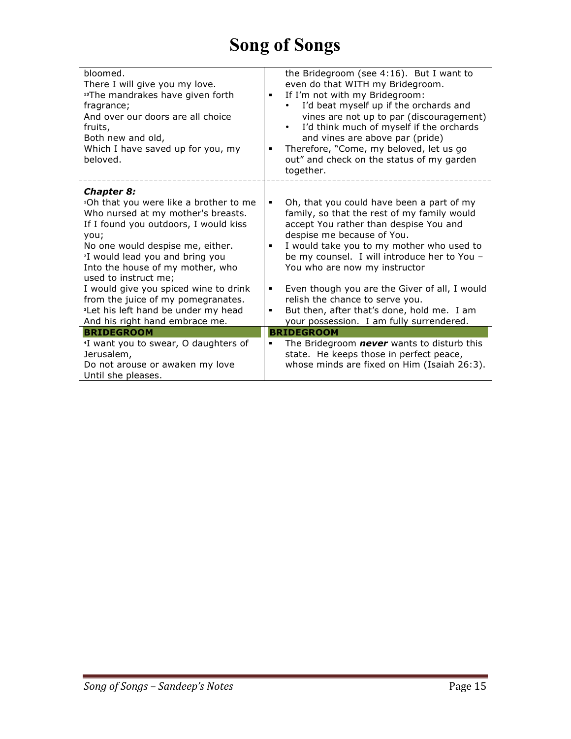# Song of Songs

| | |
|---|---|
| bloomed.<br>There I will give you my love.<br>[13]The mandrakes have given forth fragrance;<br>And over our doors are all choice fruits,<br>Both new and old,<br>Which I have saved up for you, my beloved. | the Bridegroom (see 4:16). But I want to even do that WITH my Bridegroom.<br>▪ If I'm not with my Bridegroom:<br>• I'd beat myself up if the orchards and vines are not up to par (discouragement)<br>• I'd think much of myself if the orchards and vines are above par (pride)<br>▪ Therefore, "Come, my beloved, let us go out" and check on the status of my garden together. |
| ***Chapter 8:***<br>[1]Oh that you were like a brother to me<br>Who nursed at my mother's breasts.<br>If I found you outdoors, I would kiss you;<br>No one would despise me, either.<br>[2]I would lead you and bring you<br>Into the house of my mother, who used to instruct me;<br>I would give you spiced wine to drink from the juice of my pomegranates.<br>[3]Let his left hand be under my head<br>And his right hand embrace me. | ▪ Oh, that you could have been a part of my family, so that the rest of my family would accept You rather than despise You and despise me because of You.<br>▪ I would take you to my mother who used to be my counsel. I will introduce her to You – You who are now my instructor<br>▪ Even though you are the Giver of all, I would relish the chance to serve you.<br>▪ But then, after that's done, hold me. I am your possession. I am fully surrendered. |
| **BRIDEGROOM** | **BRIDEGROOM** |
| [4]I want you to swear, O daughters of Jerusalem,<br>Do not arouse or awaken my love<br>Until she pleases. | ▪ The Bridegroom ***never*** wants to disturb this state. He keeps those in perfect peace, whose minds are fixed on Him (Isaiah 26:3). |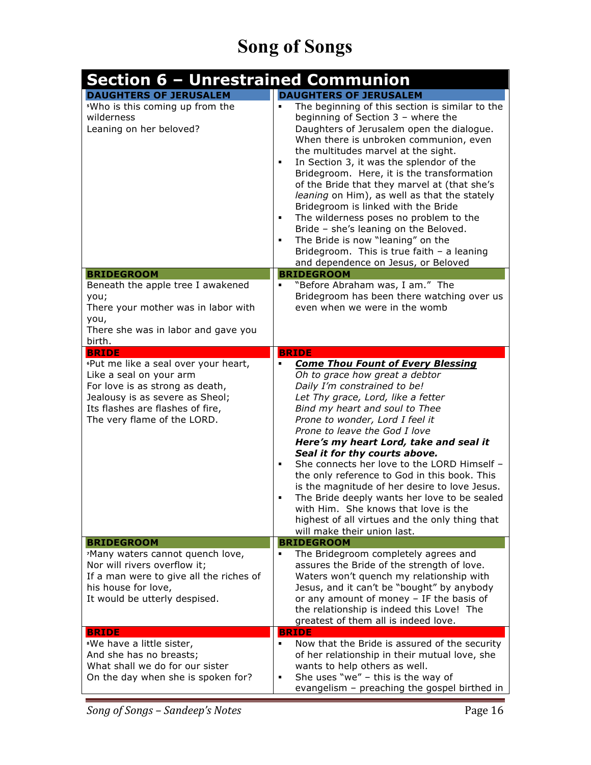# Song of Songs

## Section 6 – Unrestrained Communion

| DAUGHTERS OF JERUSALEM | DAUGHTERS OF JERUSALEM |
|---|---|
| 5Who is this coming up from the wilderness<br>Leaning on her beloved? | ▪ The beginning of this section is similar to the beginning of Section 3 – where the Daughters of Jerusalem open the dialogue. When there is unbroken communion, even the multitudes marvel at the sight.<br>▪ In Section 3, it was the splendor of the Bridegroom. Here, it is the transformation of the Bride that they marvel at (that she's *leaning* on Him), as well as that the stately Bridegroom is linked with the Bride<br>▪ The wilderness poses no problem to the Bride – she's leaning on the Beloved.<br>▪ The Bride is now "leaning" on the Bridegroom. This is true faith – a leaning and dependence on Jesus, or Beloved |
| **BRIDEGROOM** | **BRIDEGROOM** |
| Beneath the apple tree I awakened you;<br>There your mother was in labor with you,<br>There she was in labor and gave you birth. | ▪ "Before Abraham was, I am." The Bridegroom has been there watching over us even when we were in the womb |
| **BRIDE** | **BRIDE** |
| 6Put me like a seal over your heart,<br>Like a seal on your arm<br>For love is as strong as death,<br>Jealousy is as severe as Sheol;<br>Its flashes are flashes of fire,<br>The very flame of the LORD. | ▪ ***Come Thou Fount of Every Blessing***<br>*Oh to grace how great a debtor*<br>*Daily I'm constrained to be!*<br>*Let Thy grace, Lord, like a fetter*<br>*Bind my heart and soul to Thee*<br>*Prone to wonder, Lord I feel it*<br>*Prone to leave the God I love*<br>***Here's my heart Lord, take and seal it***<br>***Seal it for thy courts above.***<br>▪ She connects her love to the LORD Himself – the only reference to God in this book. This is the magnitude of her desire to love Jesus.<br>▪ The Bride deeply wants her love to be sealed with Him. She knows that love is the highest of all virtues and the only thing that will make their union last. |
| **BRIDEGROOM** | **BRIDEGROOM** |
| 7Many waters cannot quench love,<br>Nor will rivers overflow it;<br>If a man were to give all the riches of his house for love,<br>It would be utterly despised. | ▪ The Bridegroom completely agrees and assures the Bride of the strength of love. Waters won't quench my relationship with Jesus, and it can't be "bought" by anybody or any amount of money – IF the basis of the relationship is indeed this Love! The greatest of them all is indeed love. |
| **BRIDE** | **BRIDE** |
| 8We have a little sister,<br>And she has no breasts;<br>What shall we do for our sister<br>On the day when she is spoken for? | ▪ Now that the Bride is assured of the security of her relationship in their mutual love, she wants to help others as well.<br>▪ She uses "we" – this is the way of evangelism – preaching the gospel birthed in |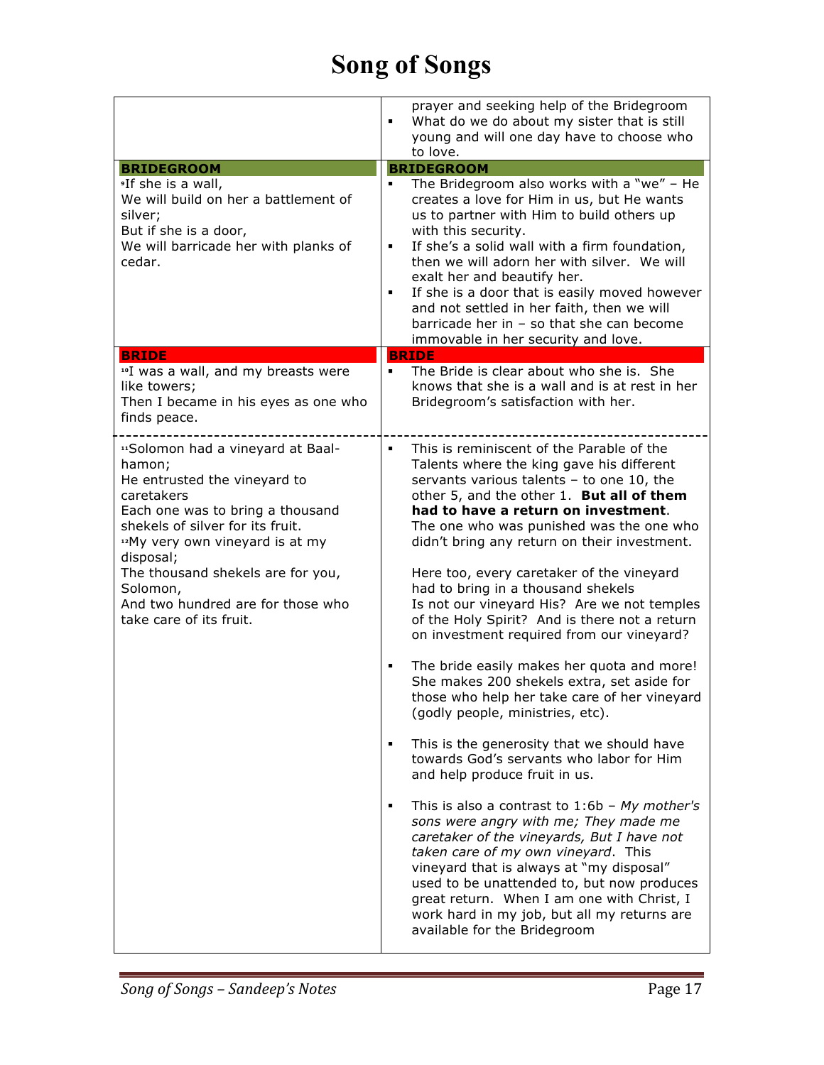# Song of Songs

| | |
|---|---|
| | prayer and seeking help of the Bridegroom<br>▪ What do we do about my sister that is still young and will one day have to choose who to love. |
| **BRIDEGROOM** | **BRIDEGROOM** |
| [9]If she is a wall,<br>We will build on her a battlement of silver;<br>But if she is a door,<br>We will barricade her with planks of cedar. | ▪ The Bridegroom also works with a "we" – He creates a love for Him in us, but He wants us to partner with Him to build others up with this security.<br>▪ If she's a solid wall with a firm foundation, then we will adorn her with silver. We will exalt her and beautify her.<br>▪ If she is a door that is easily moved however and not settled in her faith, then we will barricade her in – so that she can become immovable in her security and love. |
| **BRIDE** | **BRIDE** |
| [10]I was a wall, and my breasts were like towers;<br>Then I became in his eyes as one who finds peace. | ▪ The Bride is clear about who she is. She knows that she is a wall and is at rest in her Bridegroom's satisfaction with her. |
| [11]Solomon had a vineyard at Baal-hamon;<br>He entrusted the vineyard to caretakers<br>Each one was to bring a thousand shekels of silver for its fruit.<br>[12]My very own vineyard is at my disposal;<br>The thousand shekels are for you, Solomon,<br>And two hundred are for those who take care of its fruit. | ▪ This is reminiscent of the Parable of the Talents where the king gave his different servants various talents – to one 10, the other 5, and the other 1. **But all of them had to have a return on investment**. The one who was punished was the one who didn't bring any return on their investment.<br><br>Here too, every caretaker of the vineyard had to bring in a thousand shekels<br>Is not our vineyard His? Are we not temples of the Holy Spirit? And is there not a return on investment required from our vineyard?<br><br>▪ The bride easily makes her quota and more! She makes 200 shekels extra, set aside for those who help her take care of her vineyard (godly people, ministries, etc).<br><br>▪ This is the generosity that we should have towards God's servants who labor for Him and help produce fruit in us.<br><br>▪ This is also a contrast to 1:6b – *My mother's sons were angry with me; They made me caretaker of the vineyards, But I have not taken care of my own vineyard*. This vineyard that is always at "my disposal" used to be unattended to, but now produces great return. When I am one with Christ, I work hard in my job, but all my returns are available for the Bridegroom |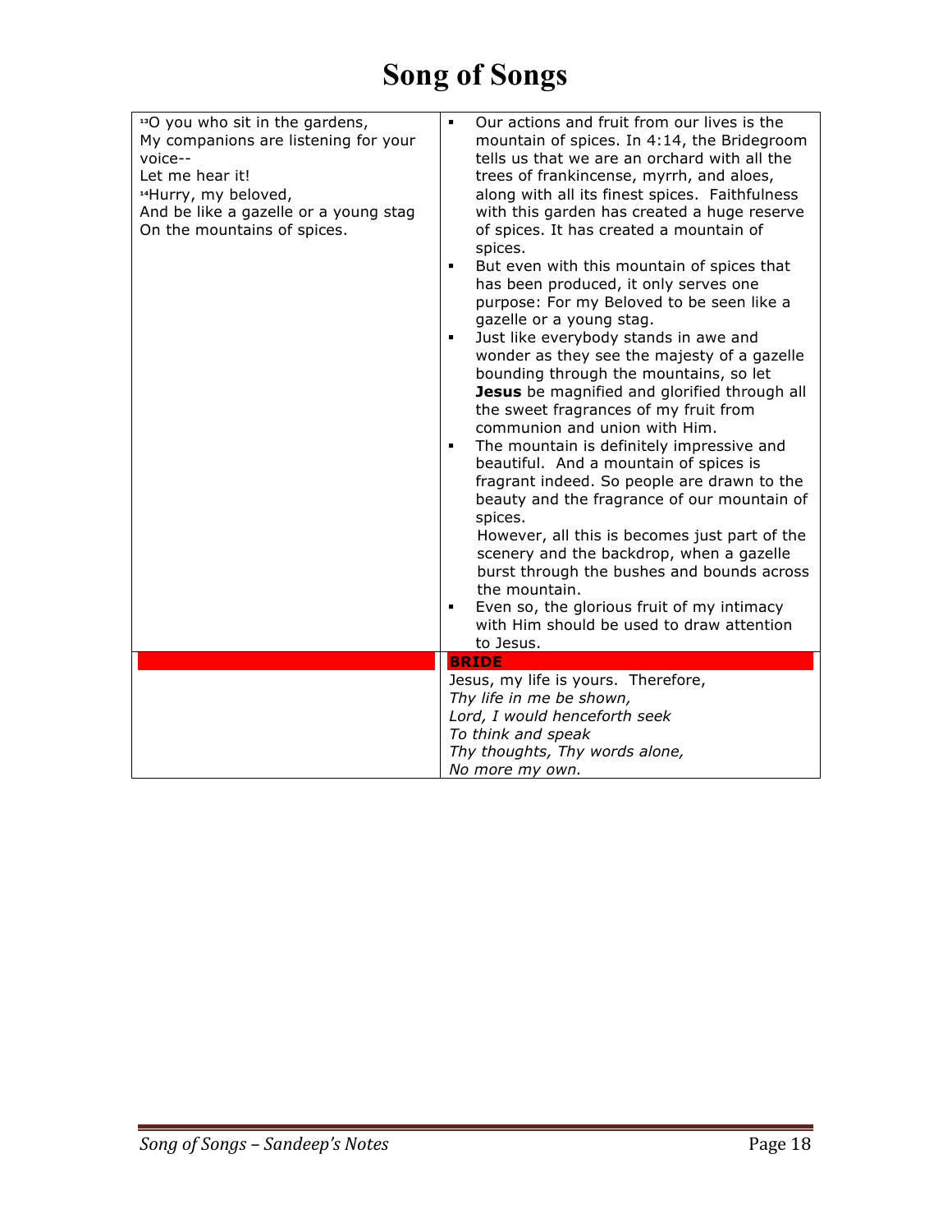# Song of Songs

| | |
|---|---|
| [13]O you who sit in the gardens,<br>My companions are listening for your voice--<br>Let me hear it!<br>[14]Hurry, my beloved,<br>And be like a gazelle or a young stag<br>On the mountains of spices. | ▪ Our actions and fruit from our lives is the mountain of spices. In 4:14, the Bridegroom tells us that we are an orchard with all the trees of frankincense, myrrh, and aloes, along with all its finest spices. Faithfulness with this garden has created a huge reserve of spices. It has created a mountain of spices.<br>▪ But even with this mountain of spices that has been produced, it only serves one purpose: For my Beloved to be seen like a gazelle or a young stag.<br>▪ Just like everybody stands in awe and wonder as they see the majesty of a gazelle bounding through the mountains, so let **Jesus** be magnified and glorified through all the sweet fragrances of my fruit from communion and union with Him.<br>▪ The mountain is definitely impressive and beautiful. And a mountain of spices is fragrant indeed. So people are drawn to the beauty and the fragrance of our mountain of spices.<br>However, all this is becomes just part of the scenery and the backdrop, when a gazelle burst through the bushes and bounds across the mountain.<br>▪ Even so, the glorious fruit of my intimacy with Him should be used to draw attention to Jesus. |
| | **BRIDE** |
| | Jesus, my life is yours. Therefore,<br>*Thy life in me be shown,*<br>*Lord, I would henceforth seek*<br>*To think and speak*<br>*Thy thoughts, Thy words alone,*<br>*No more my own.* |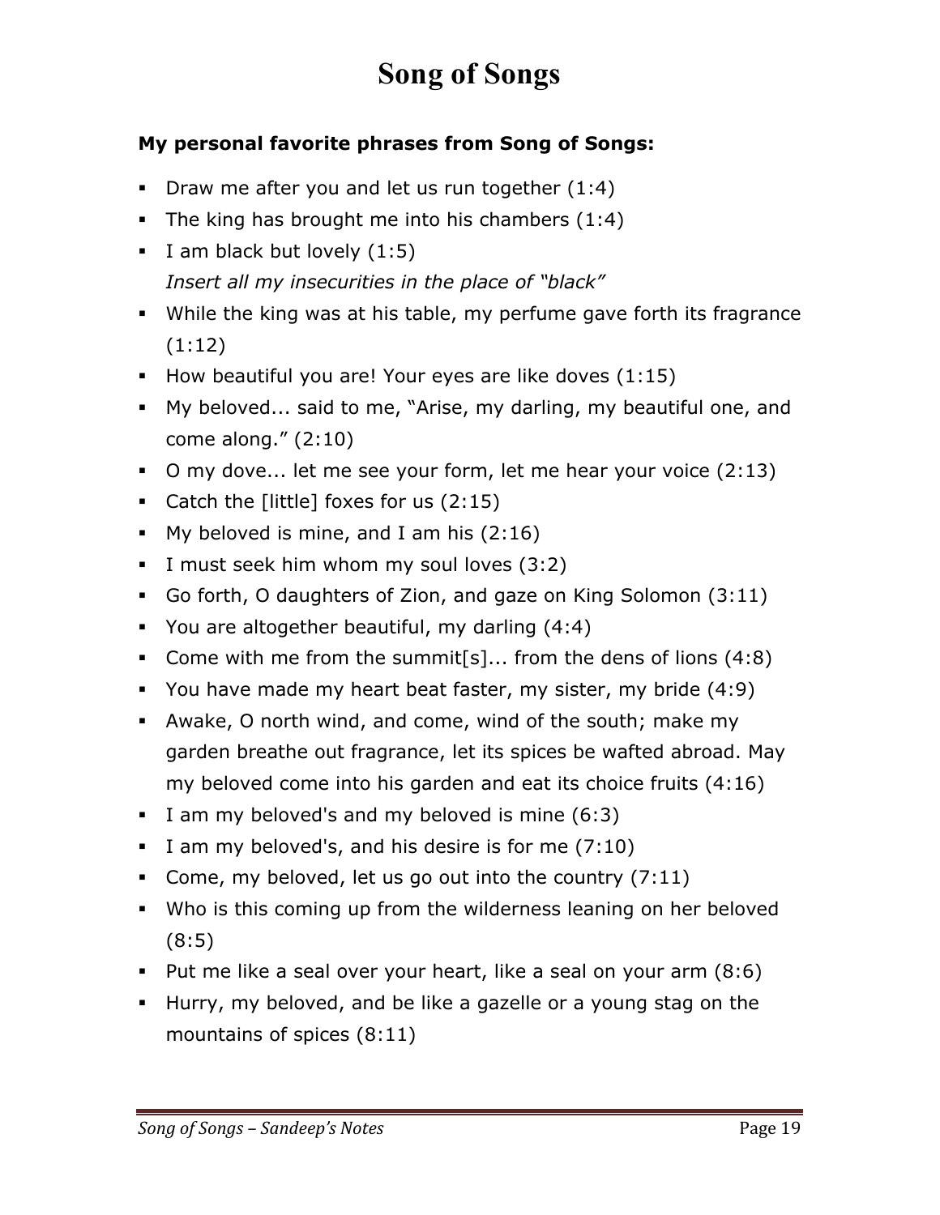# Song of Songs

**My personal favorite phrases from Song of Songs:**

- Draw me after you and let us run together (1:4)
- The king has brought me into his chambers (1:4)
- I am black but lovely (1:5)
  *Insert all my insecurities in the place of "black"*
- While the king was at his table, my perfume gave forth its fragrance (1:12)
- How beautiful you are! Your eyes are like doves (1:15)
- My beloved... said to me, "Arise, my darling, my beautiful one, and come along." (2:10)
- O my dove... let me see your form, let me hear your voice (2:13)
- Catch the [little] foxes for us (2:15)
- My beloved is mine, and I am his (2:16)
- I must seek him whom my soul loves (3:2)
- Go forth, O daughters of Zion, and gaze on King Solomon (3:11)
- You are altogether beautiful, my darling (4:4)
- Come with me from the summit[s]... from the dens of lions (4:8)
- You have made my heart beat faster, my sister, my bride (4:9)
- Awake, O north wind, and come, wind of the south; make my garden breathe out fragrance, let its spices be wafted abroad. May my beloved come into his garden and eat its choice fruits (4:16)
- I am my beloved's and my beloved is mine (6:3)
- I am my beloved's, and his desire is for me (7:10)
- Come, my beloved, let us go out into the country (7:11)
- Who is this coming up from the wilderness leaning on her beloved (8:5)
- Put me like a seal over your heart, like a seal on your arm (8:6)
- Hurry, my beloved, and be like a gazelle or a young stag on the mountains of spices (8:11)